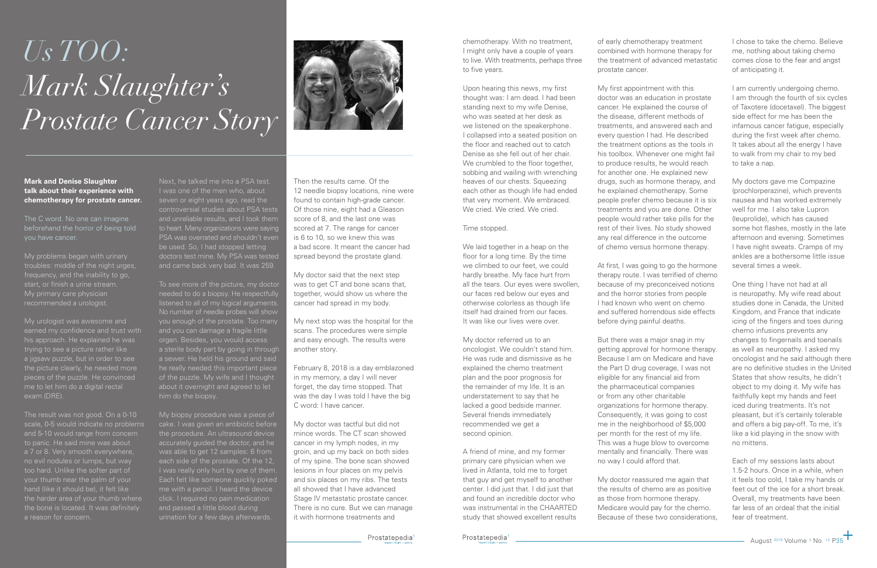# *Us TOO: Mark Slaughter's Prostate Cancer Story*

**Mark and Denise Slaughter talk about their experience with chemotherapy for prostate cancer.**

The C word. No one can imagine beforehand the horror of being told you have cancer.

My problems began with urinary troubles: middle of the night urges, frequency, and the inability to go, start, or finish a urine stream. My primary care physician recommended a urologist.

My urologist was awesome and earned my confidence and trust with his approach. He explained he was trying to see a picture rather like a jigsaw puzzle, but in order to see the picture clearly, he needed more pieces of the puzzle. He convinced me to let him do a digital rectal exam (DRE).

The result was not good. On a 0-10 scale, 0-5 would indicate no problems and 5-10 would range from concern to panic. He said mine was about a 7 or 8. Very smooth everywhere, no evil nodules or lumps, but way too hard. Unlike the softer part of your thumb near the palm of your hand (like it should be), it felt like the harder area of your thumb where the bone is located. It was definitely a reason for concern.

Next, he talked me into a PSA test. I was one of the men who, about seven or eight years ago, read the controversial studies about PSA tests and unreliable results, and I took them to heart. Many organizations were saying PSA was overrated and shouldn't even be used. So, I had stopped letting doctors test mine. My PSA was tested and came back very bad. It was 259.

To see more of the picture, my doctor needed to do a biopsy. He respectfully listened to all of my logical arguments. No number of needle probes will show you enough of the prostate. Too many and you can damage a fragile little organ. Besides, you would access a sterile body part by going in through a sewer. He held his ground and said he really needed this important piece of the puzzle. My wife and I thought about it overnight and agreed to let him do the biopsy.

My biopsy procedure was a piece of cake. I was given an antibiotic before the procedure. An ultrasound device accurately guided the doctor, and he was able to get 12 samples: 6 from each side of the prostate. Of the 12, I was really only hurt by one of them. Each felt like someone quickly poked me with a pencil. I heard the device click. I required no pain medication and passed a little blood during urination for a few days afterwards.

Then the results came. Of the 12 needle biopsy locations, nine were found to contain high-grade cancer. Of those nine, eight had a Gleason score of 8, and the last one was scored at 7. The range for cancer is 6 to 10, so we knew this was a bad score. It meant the cancer had spread beyond the prostate gland.

My doctor said that the next step was to get CT and bone scans that, together, would show us where the cancer had spread in my body.

My next stop was the hospital for the scans. The procedures were simple and easy enough. The results were another story.

February 8, 2018 is a day emblazoned in my memory, a day I will never forget, the day time stopped. That was the day I was told I have the big C word: I have cancer.

My doctor was tactful but did not mince words. The CT scan showed cancer in my lymph nodes, in my groin, and up my back on both sides of my spine. The bone scan showed lesions in four places on my pelvis and six places on my ribs. The tests all showed that I have advanced Stage IV metastatic prostate cancer. There is no cure. But we can manage it with hormone treatments and chemotherapy. With no treatment, I might only have a couple of years to live. With treatments, perhaps three to five years.

Upon hearing this news, my first thought was: I am dead. I had been standing next to my wife Denise, who was seated at her desk as we listened on the speakerphone. I collapsed into a seated position on the floor and reached out to catch Denise as she fell out of her chair. We crumbled to the floor together, sobbing and wailing with wrenching heaves of our chests. Squeezing each other as though life had ended that very moment. We embraced. We cried. We cried. We cried.

Time stopped.

We laid together in a heap on the floor for a long time. By the time we climbed to our feet, we could hardly breathe. My face hurt from all the tears. Our eyes were swollen, our faces red below our eyes and otherwise colorless as though life itself had drained from our faces. It was like our lives were over.

My doctor referred us to an oncologist. We couldn't stand him. He was rude and dismissive as he explained the chemo treatment plan and the poor prognosis for the remainder of my life. It is an understatement to say that he lacked a good bedside manner. Several friends immediately recommended we get a second opinion.

A friend of mine, and my former primary care physician when we lived in Atlanta, told me to forget that guy and get myself to another center. I did just that. I did just that and found an incredible doctor who was instrumental in the CHAARTED study that showed excellent results of early chemotherapy treatment combined with hormone therapy for the treatment of advanced metastatic prostate cancer.

My first appointment with this doctor was an education in prostate cancer. He explained the course of the disease, different methods of treatments, and answered each and every question I had. He described the treatment options as the tools in his toolbox. Whenever one might fail to produce results, he would reach for another one. He explained new drugs, such as hormone therapy, and he explained chemotherapy. Some people prefer chemo because it is six treatments and you are done. Other people would rather take pills for the rest of their lives. No study showed any real difference in the outcome of chemo versus hormone therapy.

At first, I was going to go the hormone therapy route. I was terrified of chemo because of my preconceived notions and the horror stories from people I had known who went on chemo and suffered horrendous side effects before dying painful deaths.

But there was a major snag in my getting approval for hormone therapy. Because I am on Medicare and have the Part D drug coverage, I was not eligible for any financial aid from the pharmaceutical companies or from any other charitable organizations for hormone therapy. Consequently, it was going to cost me in the neighborhood of $5,000 per month for the rest of my life. This was a huge blow to overcome mentally and financially. There was no way I could afford that.

My doctor reassured me again that the results of chemo are as positive as those from hormone therapy. Medicare would pay for the chemo. Because of these two considerations, I chose to take the chemo. Believe me, nothing about taking chemo comes close to the fear and angst of anticipating it.

I am currently undergoing chemo. I am through the fourth of six cycles of Taxotere (docetaxel). The biggest side effect for me has been the infamous cancer fatigue, especially during the first week after chemo. It takes about all the energy I have to walk from my chair to my bed to take a nap.

My doctors gave me Compazine (prochlorperazine), which prevents nausea and has worked extremely well for me. I also take Lupron (leuprolide), which has caused some hot flashes, mostly in the late afternoon and evening. Sometimes I have night sweats. Cramps of my ankles are a bothersome little issue several times a week.

One thing I have not had at all is neuropathy. My wife read about studies done in Canada, the United Kingdom, and France that indicate icing of the fingers and toes during chemo infusions prevents any changes to fingernails and toenails as well as neuropathy. I asked my oncologist and he said although there are no definitive studies in the United States that show such results, he didn't object to my doing it. My wife has faithfully kept my hands and feet iced during treatments. It's not pleasant, but it's certainly tolerable and offers a big pay-off. To me, it's like a kid playing in the snow with no mittens.

Each of my sessions lasts about 1.5-2 hours. Once in a while, when it feels too cold, I take my hands or feet out of the ice for a short break. Overall, my treatments have been far less of an ordeal that the initial fear of treatment.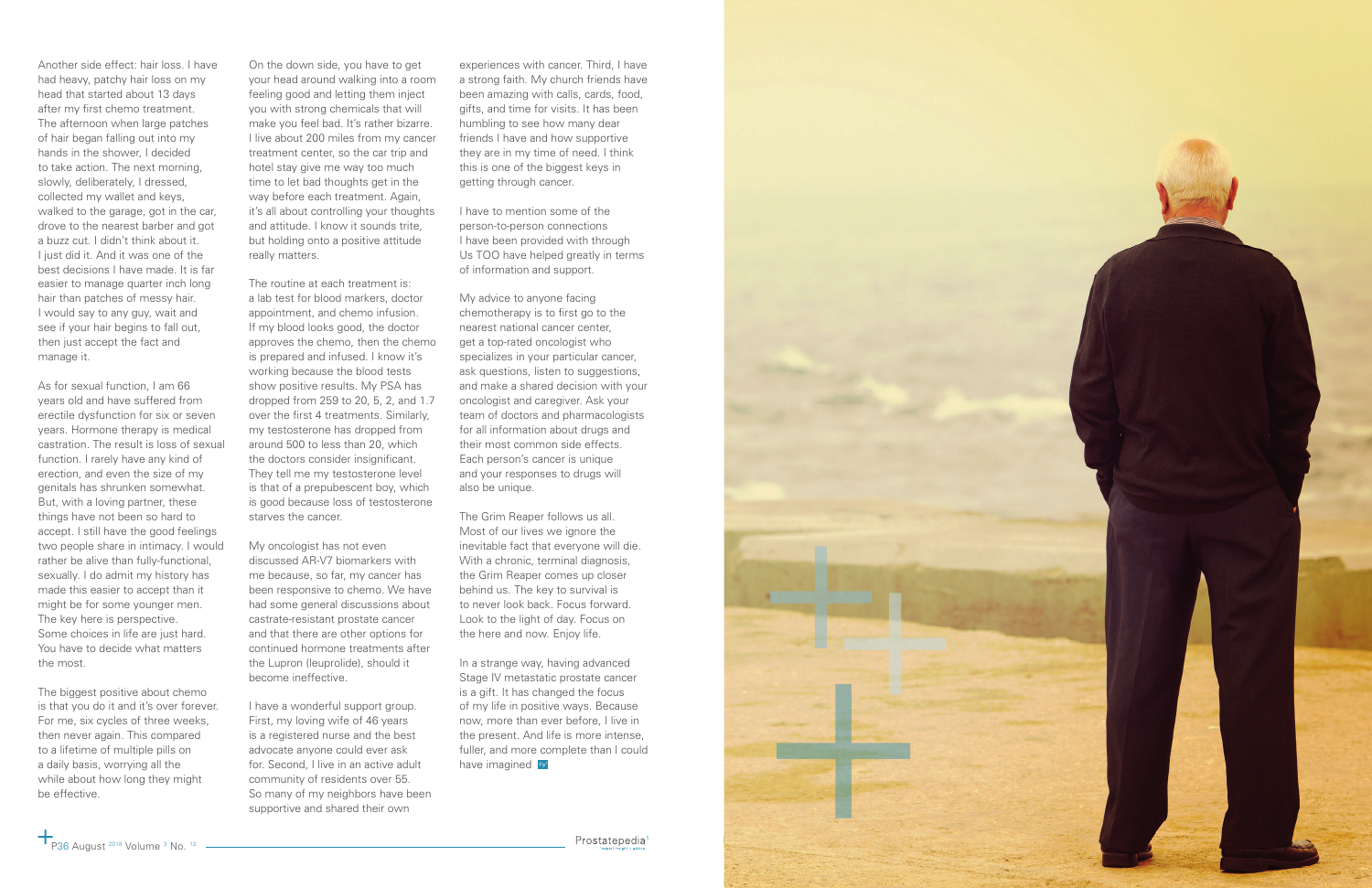Another side effect: hair loss. I have had heavy, patchy hair loss on my head that started about 13 days after my first chemo treatment. The afternoon when large patches of hair began falling out into my hands in the shower, I decided to take action. The next morning, slowly, deliberately, I dressed, collected my wallet and keys, walked to the garage, got in the car, drove to the nearest barber and got a buzz cut. I didn't think about it. I just did it. And it was one of the best decisions I have made. It is far easier to manage quarter inch long hair than patches of messy hair. I would say to any guy, wait and see if your hair begins to fall out, then just accept the fact and manage it.

As for sexual function, I am 66 years old and have suffered from erectile dysfunction for six or seven years. Hormone therapy is medical castration. The result is loss of sexual function. I rarely have any kind of erection, and even the size of my genitals has shrunken somewhat. But, with a loving partner, these things have not been so hard to accept. I still have the good feelings two people share in intimacy. I would rather be alive than fully-functional, sexually. I do admit my history has made this easier to accept than it might be for some younger men. The key here is perspective. Some choices in life are just hard. You have to decide what matters the most.

The biggest positive about chemo is that you do it and it's over forever. For me, six cycles of three weeks, then never again. This compared to a lifetime of multiple pills on a daily basis, worrying all the while about how long they might be effective.

On the down side, you have to get your head around walking into a room feeling good and letting them inject you with strong chemicals that will make you feel bad. It's rather bizarre. I live about 200 miles from my cancer treatment center, so the car trip and hotel stay give me way too much time to let bad thoughts get in the way before each treatment. Again, it's all about controlling your thoughts and attitude. I know it sounds trite, but holding onto a positive attitude really matters.

The routine at each treatment is: a lab test for blood markers, doctor appointment, and chemo infusion. If my blood looks good, the doctor approves the chemo, then the chemo is prepared and infused. I know it's working because the blood tests show positive results. My PSA has dropped from 259 to 20, 5, 2, and 1.7 over the first 4 treatments. Similarly, my testosterone has dropped from around 500 to less than 20, which the doctors consider insignificant. They tell me my testosterone level is that of a prepubescent boy, which is good because loss of testosterone starves the cancer.

My oncologist has not even discussed AR-V7 biomarkers with me because, so far, my cancer has been responsive to chemo. We have had some general discussions about castrate-resistant prostate cancer and that there are other options for continued hormone treatments after the Lupron (leuprolide), should it become ineffective.

I have a wonderful support group. First, my loving wife of 46 years is a registered nurse and the best advocate anyone could ever ask for. Second, I live in an active adult community of residents over 55. So many of my neighbors have been supportive and shared their own experiences with cancer. Third, I have a strong faith. My church friends have been amazing with calls, cards, food, gifts, and time for visits. It has been humbling to see how many dear friends I have and how supportive they are in my time of need. I think this is one of the biggest keys in getting through cancer.

I have to mention some of the person-to-person connections I have been provided with through Us TOO have helped greatly in terms of information and support.

My advice to anyone facing chemotherapy is to first go to the nearest national cancer center, get a top-rated oncologist who specializes in your particular cancer, ask questions, listen to suggestions, and make a shared decision with your oncologist and caregiver. Ask your team of doctors and pharmacologists for all information about drugs and their most common side effects. Each person's cancer is unique and your responses to drugs will also be unique.

The Grim Reaper follows us all. Most of our lives we ignore the inevitable fact that everyone will die. With a chronic, terminal diagnosis, the Grim Reaper comes up closer behind us. The key to survival is to never look back. Focus forward. Look to the light of day. Focus on the here and now. Enjoy life.

In a strange way, having advanced Stage IV metastatic prostate cancer is a gift. It has changed the focus of my life in positive ways. Because now, more than ever before, I live in the present. And life is more intense, fuller, and more complete than I could have imagined.